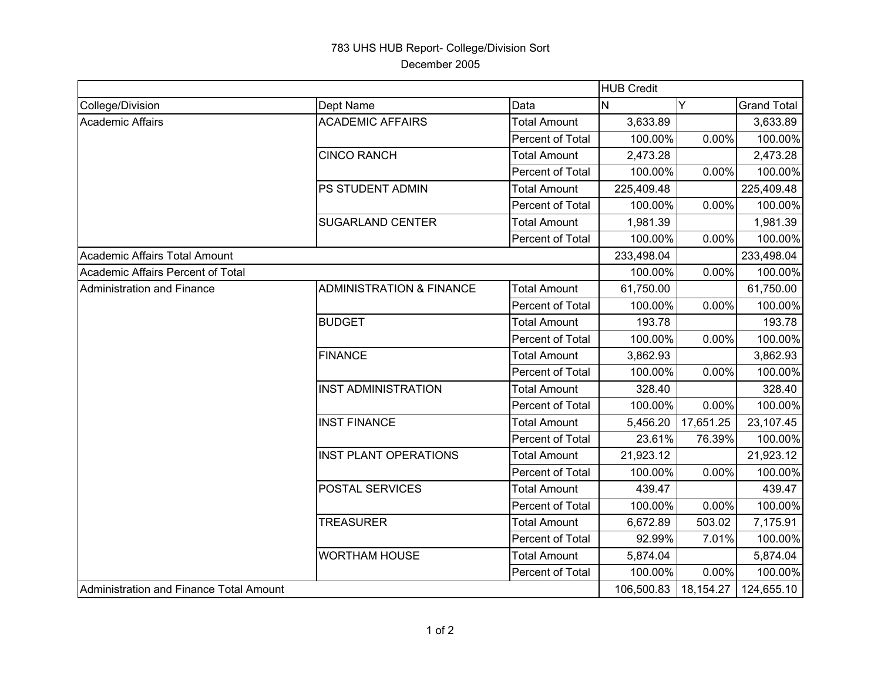# 783 UHS HUB Report- College/Division Sort

December 2005

| | | | HUB Credit | | |
|---|---|---|---|---|---|
| College/Division | Dept Name | Data | N | Y | Grand Total |
| Academic Affairs | ACADEMIC AFFAIRS | Total Amount | 3,633.89 | | 3,633.89 |
| | | Percent of Total | 100.00% | 0.00% | 100.00% |
| | CINCO RANCH | Total Amount | 2,473.28 | | 2,473.28 |
| | | Percent of Total | 100.00% | 0.00% | 100.00% |
| | PS STUDENT ADMIN | Total Amount | 225,409.48 | | 225,409.48 |
| | | Percent of Total | 100.00% | 0.00% | 100.00% |
| | SUGARLAND CENTER | Total Amount | 1,981.39 | | 1,981.39 |
| | | Percent of Total | 100.00% | 0.00% | 100.00% |
| Academic Affairs Total Amount | | | 233,498.04 | | 233,498.04 |
| Academic Affairs Percent of Total | | | 100.00% | 0.00% | 100.00% |
| Administration and Finance | ADMINISTRATION & FINANCE | Total Amount | 61,750.00 | | 61,750.00 |
| | | Percent of Total | 100.00% | 0.00% | 100.00% |
| | BUDGET | Total Amount | 193.78 | | 193.78 |
| | | Percent of Total | 100.00% | 0.00% | 100.00% |
| | FINANCE | Total Amount | 3,862.93 | | 3,862.93 |
| | | Percent of Total | 100.00% | 0.00% | 100.00% |
| | INST ADMINISTRATION | Total Amount | 328.40 | | 328.40 |
| | | Percent of Total | 100.00% | 0.00% | 100.00% |
| | INST FINANCE | Total Amount | 5,456.20 | 17,651.25 | 23,107.45 |
| | | Percent of Total | 23.61% | 76.39% | 100.00% |
| | INST PLANT OPERATIONS | Total Amount | 21,923.12 | | 21,923.12 |
| | | Percent of Total | 100.00% | 0.00% | 100.00% |
| | POSTAL SERVICES | Total Amount | 439.47 | | 439.47 |
| | | Percent of Total | 100.00% | 0.00% | 100.00% |
| | TREASURER | Total Amount | 6,672.89 | 503.02 | 7,175.91 |
| | | Percent of Total | 92.99% | 7.01% | 100.00% |
| | WORTHAM HOUSE | Total Amount | 5,874.04 | | 5,874.04 |
| | | Percent of Total | 100.00% | 0.00% | 100.00% |
| Administration and Finance Total Amount | | | 106,500.83 | 18,154.27 | 124,655.10 |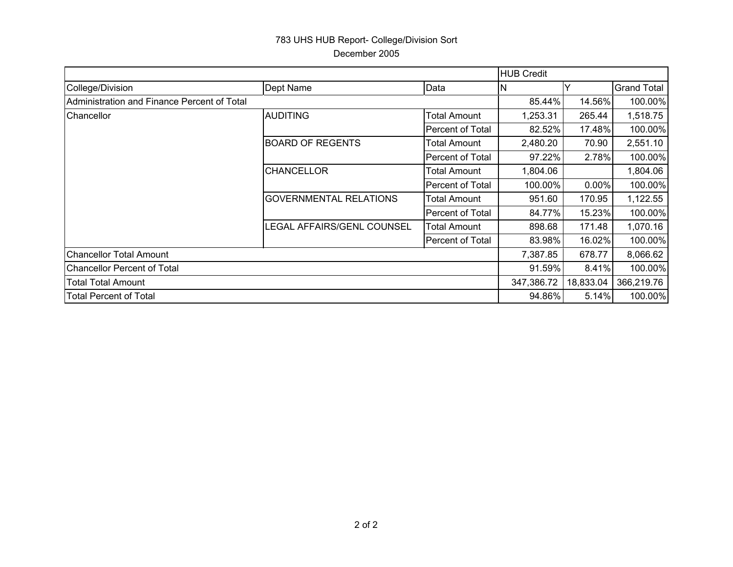783 UHS HUB Report- College/Division Sort

December 2005

| | | | HUB Credit | | |
|---|---|---|---|---|---|
| College/Division | Dept Name | Data | N | Y | Grand Total |
| Administration and Finance Percent of Total | | | 85.44% | 14.56% | 100.00% |
| Chancellor | AUDITING | Total Amount | 1,253.31 | 265.44 | 1,518.75 |
| | | Percent of Total | 82.52% | 17.48% | 100.00% |
| | BOARD OF REGENTS | Total Amount | 2,480.20 | 70.90 | 2,551.10 |
| | | Percent of Total | 97.22% | 2.78% | 100.00% |
| | CHANCELLOR | Total Amount | 1,804.06 | | 1,804.06 |
| | | Percent of Total | 100.00% | 0.00% | 100.00% |
| | GOVERNMENTAL RELATIONS | Total Amount | 951.60 | 170.95 | 1,122.55 |
| | | Percent of Total | 84.77% | 15.23% | 100.00% |
| | LEGAL AFFAIRS/GENL COUNSEL | Total Amount | 898.68 | 171.48 | 1,070.16 |
| | | Percent of Total | 83.98% | 16.02% | 100.00% |
| Chancellor Total Amount | | | 7,387.85 | 678.77 | 8,066.62 |
| Chancellor Percent of Total | | | 91.59% | 8.41% | 100.00% |
| Total Total Amount | | | 347,386.72 | 18,833.04 | 366,219.76 |
| Total Percent of Total | | | 94.86% | 5.14% | 100.00% |